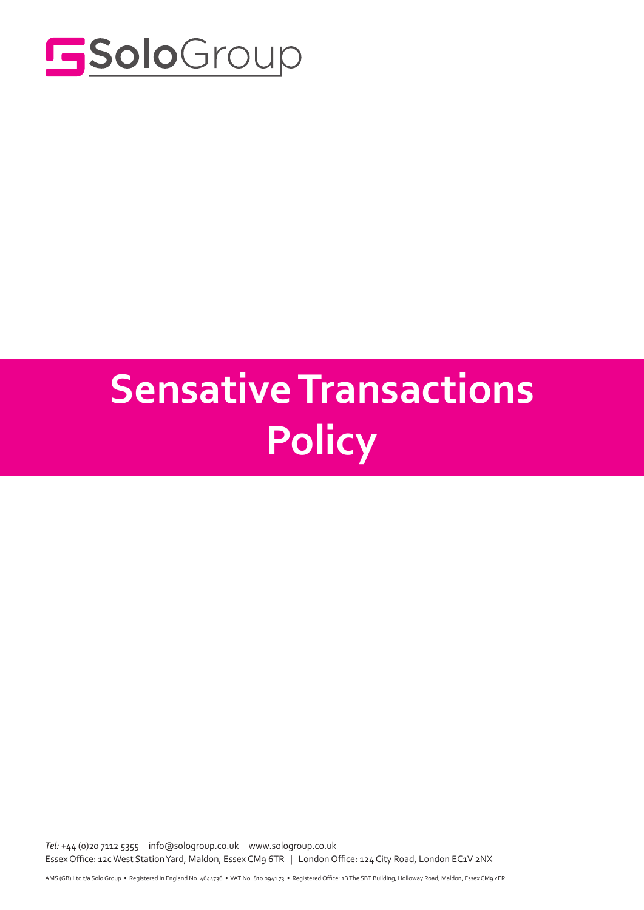# SoloGroup

# Sensative Transactions Policy

*Tel:* +44 (0)20 7112 5355 info@sologroup.co.uk www.sologroup.co.uk
Essex Office: 12c West Station Yard, Maldon, Essex CM9 6TR | London Office: 124 City Road, London EC1V 2NX

AMS (GB) Ltd t/a Solo Group • Registered in England No. 4644736 • VAT No. 810 0941 73 • Registered Office: 1B The SBT Building, Holloway Road, Maldon, Essex CM9 4ER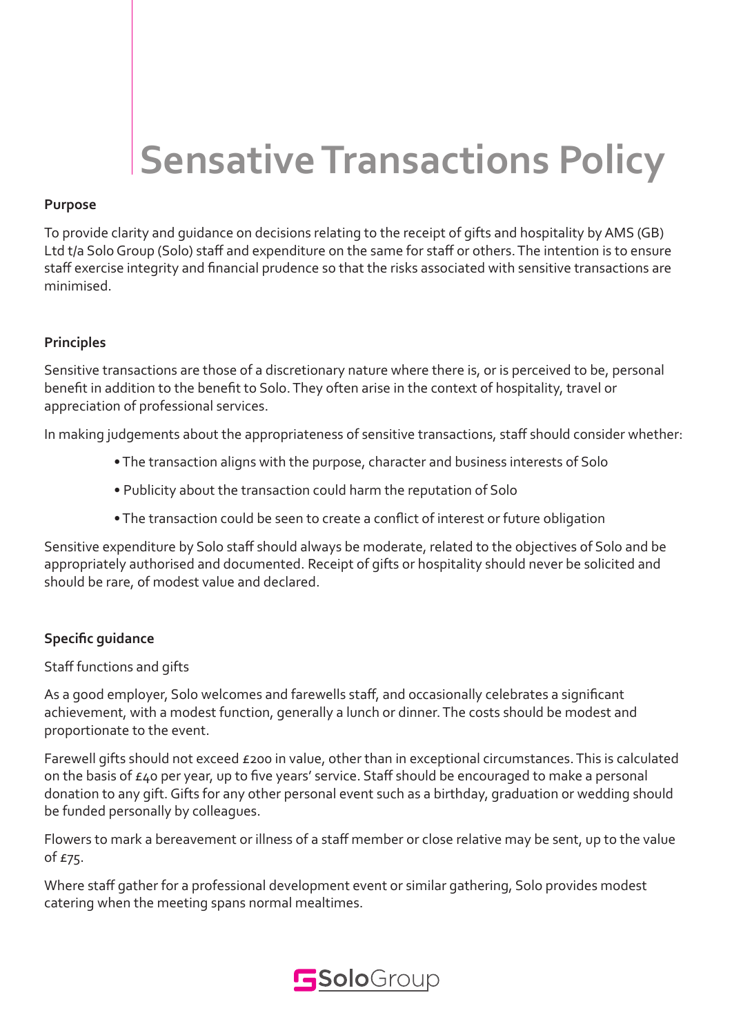# Sensative Transactions Policy

**Purpose**

To provide clarity and guidance on decisions relating to the receipt of gifts and hospitality by AMS (GB) Ltd t/a Solo Group (Solo) staff and expenditure on the same for staff or others. The intention is to ensure staff exercise integrity and financial prudence so that the risks associated with sensitive transactions are minimised.

**Principles**

Sensitive transactions are those of a discretionary nature where there is, or is perceived to be, personal benefit in addition to the benefit to Solo. They often arise in the context of hospitality, travel or appreciation of professional services.

In making judgements about the appropriateness of sensitive transactions, staff should consider whether:

- The transaction aligns with the purpose, character and business interests of Solo
- Publicity about the transaction could harm the reputation of Solo
- The transaction could be seen to create a conflict of interest or future obligation

Sensitive expenditure by Solo staff should always be moderate, related to the objectives of Solo and be appropriately authorised and documented. Receipt of gifts or hospitality should never be solicited and should be rare, of modest value and declared.

**Specific guidance**

Staff functions and gifts

As a good employer, Solo welcomes and farewells staff, and occasionally celebrates a significant achievement, with a modest function, generally a lunch or dinner. The costs should be modest and proportionate to the event.

Farewell gifts should not exceed £200 in value, other than in exceptional circumstances. This is calculated on the basis of £40 per year, up to five years' service. Staff should be encouraged to make a personal donation to any gift. Gifts for any other personal event such as a birthday, graduation or wedding should be funded personally by colleagues.

Flowers to mark a bereavement or illness of a staff member or close relative may be sent, up to the value of £75.

Where staff gather for a professional development event or similar gathering, Solo provides modest catering when the meeting spans normal mealtimes.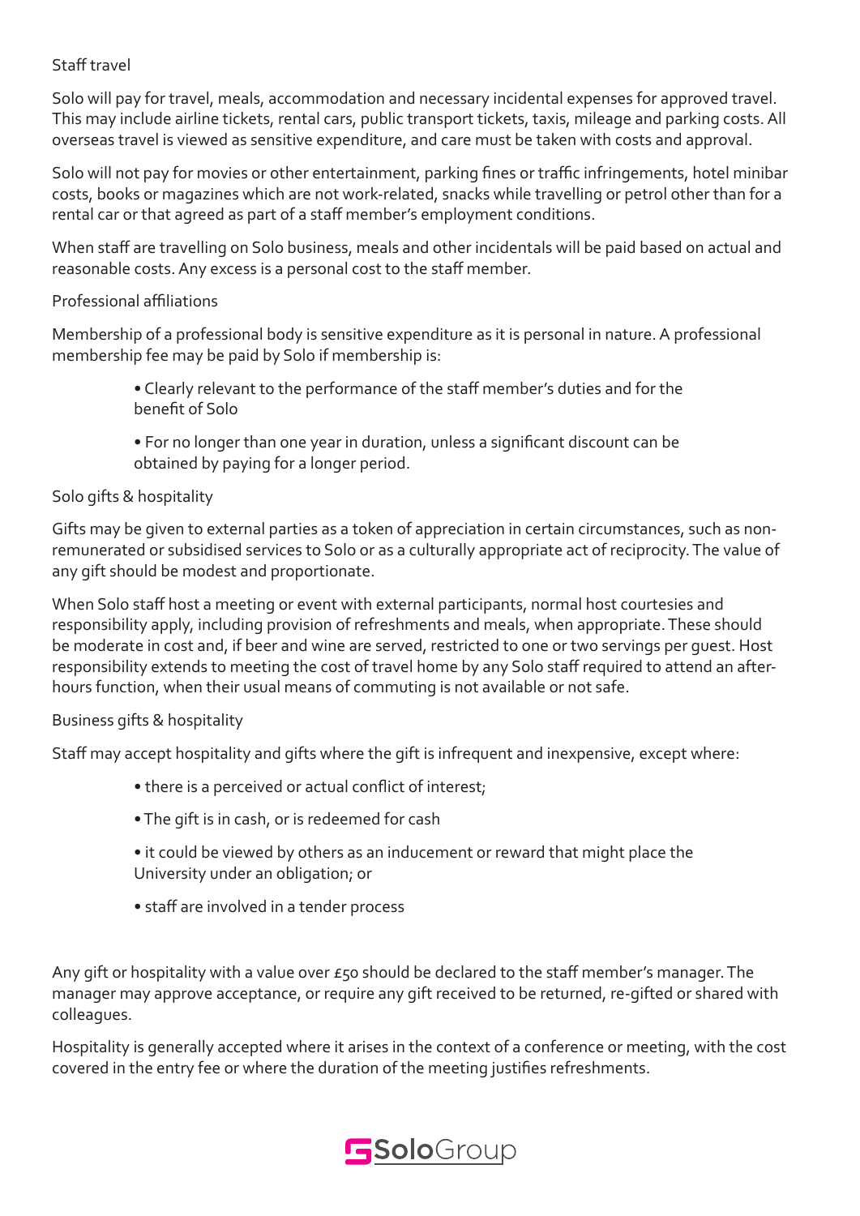## Staff travel

Solo will pay for travel, meals, accommodation and necessary incidental expenses for approved travel. This may include airline tickets, rental cars, public transport tickets, taxis, mileage and parking costs. All overseas travel is viewed as sensitive expenditure, and care must be taken with costs and approval.

Solo will not pay for movies or other entertainment, parking fines or traffic infringements, hotel minibar costs, books or magazines which are not work-related, snacks while travelling or petrol other than for a rental car or that agreed as part of a staff member's employment conditions.

When staff are travelling on Solo business, meals and other incidentals will be paid based on actual and reasonable costs. Any excess is a personal cost to the staff member.

## Professional affiliations

Membership of a professional body is sensitive expenditure as it is personal in nature. A professional membership fee may be paid by Solo if membership is:

- Clearly relevant to the performance of the staff member's duties and for the benefit of Solo
- For no longer than one year in duration, unless a significant discount can be obtained by paying for a longer period.

## Solo gifts & hospitality

Gifts may be given to external parties as a token of appreciation in certain circumstances, such as non-remunerated or subsidised services to Solo or as a culturally appropriate act of reciprocity. The value of any gift should be modest and proportionate.

When Solo staff host a meeting or event with external participants, normal host courtesies and responsibility apply, including provision of refreshments and meals, when appropriate. These should be moderate in cost and, if beer and wine are served, restricted to one or two servings per guest. Host responsibility extends to meeting the cost of travel home by any Solo staff required to attend an after-hours function, when their usual means of commuting is not available or not safe.

## Business gifts & hospitality

Staff may accept hospitality and gifts where the gift is infrequent and inexpensive, except where:

- there is a perceived or actual conflict of interest;
- The gift is in cash, or is redeemed for cash
- it could be viewed by others as an inducement or reward that might place the University under an obligation; or
- staff are involved in a tender process

Any gift or hospitality with a value over £50 should be declared to the staff member's manager. The manager may approve acceptance, or require any gift received to be returned, re-gifted or shared with colleagues.

Hospitality is generally accepted where it arises in the context of a conference or meeting, with the cost covered in the entry fee or where the duration of the meeting justifies refreshments.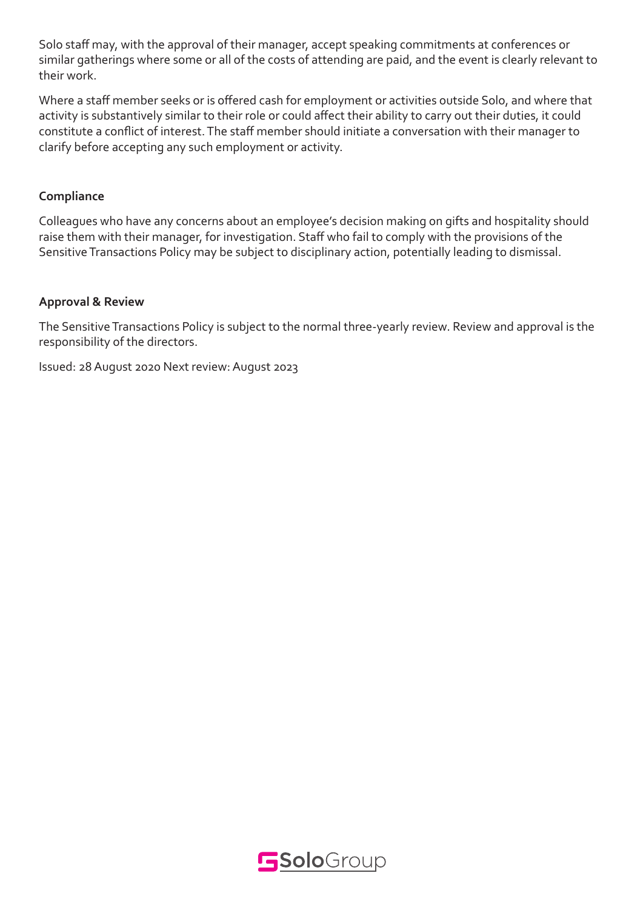Solo staff may, with the approval of their manager, accept speaking commitments at conferences or similar gatherings where some or all of the costs of attending are paid, and the event is clearly relevant to their work.

Where a staff member seeks or is offered cash for employment or activities outside Solo, and where that activity is substantively similar to their role or could affect their ability to carry out their duties, it could constitute a conflict of interest. The staff member should initiate a conversation with their manager to clarify before accepting any such employment or activity.

**Compliance**

Colleagues who have any concerns about an employee's decision making on gifts and hospitality should raise them with their manager, for investigation. Staff who fail to comply with the provisions of the Sensitive Transactions Policy may be subject to disciplinary action, potentially leading to dismissal.

**Approval & Review**

The Sensitive Transactions Policy is subject to the normal three-yearly review. Review and approval is the responsibility of the directors.

Issued: 28 August 2020 Next review: August 2023